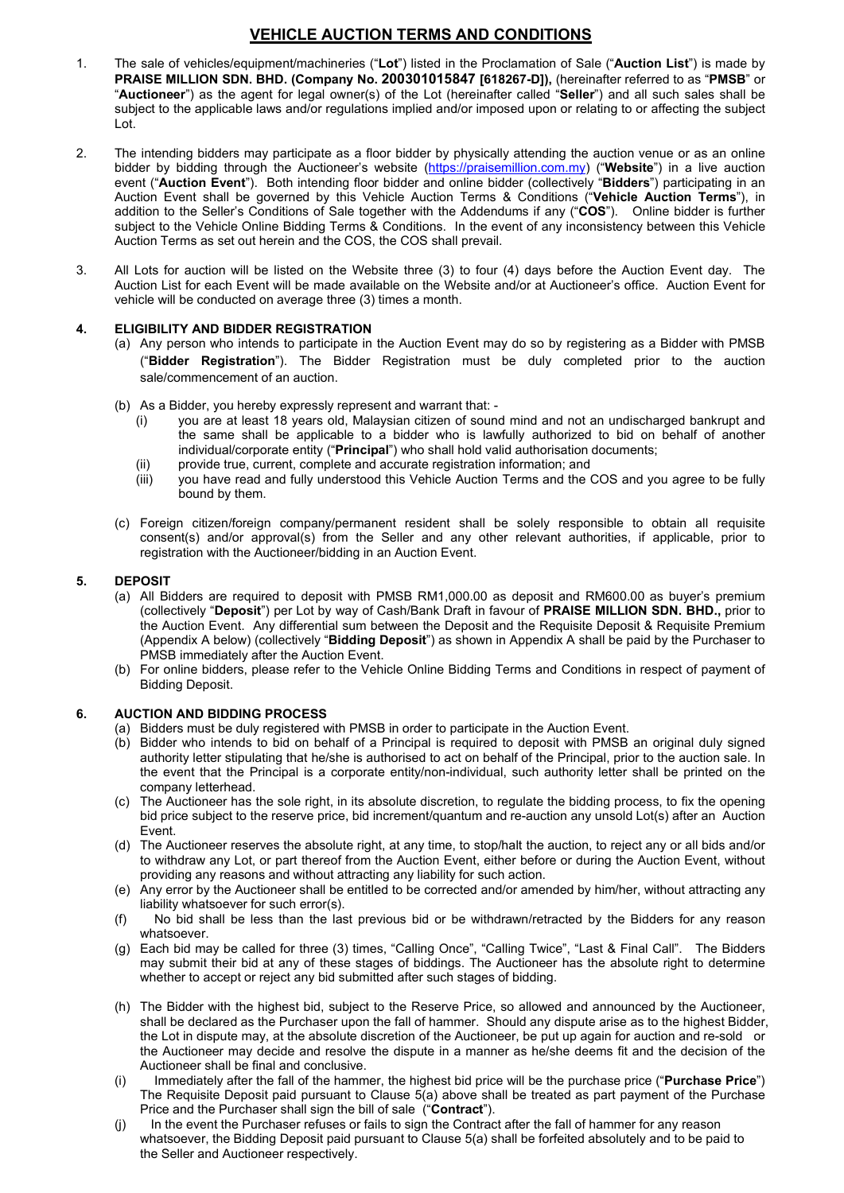# VEHICLE AUCTION TERMS AND CONDITIONS

1. The sale of vehicles/equipment/machineries ("**Lot**") listed in the Proclamation of Sale ("**Auction List**") is made by **PRAISE MILLION SDN. BHD. (Company No. 200301015847 [618267-D]),** (hereinafter referred to as "**PMSB**" or "**Auctioneer**") as the agent for legal owner(s) of the Lot (hereinafter called "**Seller**") and all such sales shall be subject to the applicable laws and/or regulations implied and/or imposed upon or relating to or affecting the subject Lot.

2. The intending bidders may participate as a floor bidder by physically attending the auction venue or as an online bidder by bidding through the Auctioneer's website (https://praisemillion.com.my) ("**Website**") in a live auction event ("**Auction Event**"). Both intending floor bidder and online bidder (collectively "**Bidders**") participating in an Auction Event shall be governed by this Vehicle Auction Terms & Conditions ("**Vehicle Auction Terms**"), in addition to the Seller's Conditions of Sale together with the Addendums if any ("**COS**"). Online bidder is further subject to the Vehicle Online Bidding Terms & Conditions. In the event of any inconsistency between this Vehicle Auction Terms as set out herein and the COS, the COS shall prevail.

3. All Lots for auction will be listed on the Website three (3) to four (4) days before the Auction Event day. The Auction List for each Event will be made available on the Website and/or at Auctioneer's office. Auction Event for vehicle will be conducted on average three (3) times a month.

## 4. ELIGIBILITY AND BIDDER REGISTRATION

(a) Any person who intends to participate in the Auction Event may do so by registering as a Bidder with PMSB ("**Bidder Registration**"). The Bidder Registration must be duly completed prior to the auction sale/commencement of an auction.

(b) As a Bidder, you hereby expressly represent and warrant that: -
   (i) you are at least 18 years old, Malaysian citizen of sound mind and not an undischarged bankrupt and the same shall be applicable to a bidder who is lawfully authorized to bid on behalf of another individual/corporate entity ("**Principal**") who shall hold valid authorisation documents;
   (ii) provide true, current, complete and accurate registration information; and
   (iii) you have read and fully understood this Vehicle Auction Terms and the COS and you agree to be fully bound by them.

(c) Foreign citizen/foreign company/permanent resident shall be solely responsible to obtain all requisite consent(s) and/or approval(s) from the Seller and any other relevant authorities, if applicable, prior to registration with the Auctioneer/bidding in an Auction Event.

## 5. DEPOSIT

(a) All Bidders are required to deposit with PMSB RM1,000.00 as deposit and RM600.00 as buyer's premium (collectively "**Deposit**") per Lot by way of Cash/Bank Draft in favour of **PRAISE MILLION SDN. BHD.,** prior to the Auction Event. Any differential sum between the Deposit and the Requisite Deposit & Requisite Premium (Appendix A below) (collectively "**Bidding Deposit**") as shown in Appendix A shall be paid by the Purchaser to PMSB immediately after the Auction Event.

(b) For online bidders, please refer to the Vehicle Online Bidding Terms and Conditions in respect of payment of Bidding Deposit.

## 6. AUCTION AND BIDDING PROCESS

(a) Bidders must be duly registered with PMSB in order to participate in the Auction Event.

(b) Bidder who intends to bid on behalf of a Principal is required to deposit with PMSB an original duly signed authority letter stipulating that he/she is authorised to act on behalf of the Principal, prior to the auction sale. In the event that the Principal is a corporate entity/non-individual, such authority letter shall be printed on the company letterhead.

(c) The Auctioneer has the sole right, in its absolute discretion, to regulate the bidding process, to fix the opening bid price subject to the reserve price, bid increment/quantum and re-auction any unsold Lot(s) after an Auction Event.

(d) The Auctioneer reserves the absolute right, at any time, to stop/halt the auction, to reject any or all bids and/or to withdraw any Lot, or part thereof from the Auction Event, either before or during the Auction Event, without providing any reasons and without attracting any liability for such action.

(e) Any error by the Auctioneer shall be entitled to be corrected and/or amended by him/her, without attracting any liability whatsoever for such error(s).

(f) No bid shall be less than the last previous bid or be withdrawn/retracted by the Bidders for any reason whatsoever.

(g) Each bid may be called for three (3) times, "Calling Once", "Calling Twice", "Last & Final Call". The Bidders may submit their bid at any of these stages of biddings. The Auctioneer has the absolute right to determine whether to accept or reject any bid submitted after such stages of bidding.

(h) The Bidder with the highest bid, subject to the Reserve Price, so allowed and announced by the Auctioneer, shall be declared as the Purchaser upon the fall of hammer. Should any dispute arise as to the highest Bidder, the Lot in dispute may, at the absolute discretion of the Auctioneer, be put up again for auction and re-sold or the Auctioneer may decide and resolve the dispute in a manner as he/she deems fit and the decision of the Auctioneer shall be final and conclusive.

(i) Immediately after the fall of the hammer, the highest bid price will be the purchase price ("**Purchase Price**") The Requisite Deposit paid pursuant to Clause 5(a) above shall be treated as part payment of the Purchase Price and the Purchaser shall sign the bill of sale ("**Contract**").

(j) In the event the Purchaser refuses or fails to sign the Contract after the fall of hammer for any reason whatsoever, the Bidding Deposit paid pursuant to Clause 5(a) shall be forfeited absolutely and to be paid to the Seller and Auctioneer respectively.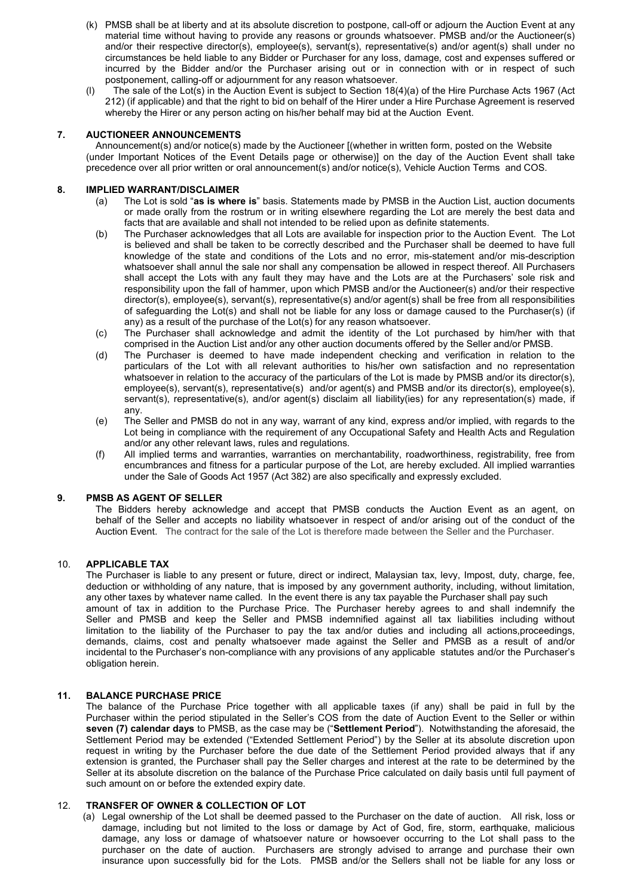(k) PMSB shall be at liberty and at its absolute discretion to postpone, call-off or adjourn the Auction Event at any material time without having to provide any reasons or grounds whatsoever. PMSB and/or the Auctioneer(s) and/or their respective director(s), employee(s), servant(s), representative(s) and/or agent(s) shall under no circumstances be held liable to any Bidder or Purchaser for any loss, damage, cost and expenses suffered or incurred by the Bidder and/or the Purchaser arising out or in connection with or in respect of such postponement, calling-off or adjournment for any reason whatsoever.

(l) The sale of the Lot(s) in the Auction Event is subject to Section 18(4)(a) of the Hire Purchase Acts 1967 (Act 212) (if applicable) and that the right to bid on behalf of the Hirer under a Hire Purchase Agreement is reserved whereby the Hirer or any person acting on his/her behalf may bid at the Auction Event.

## 7. AUCTIONEER ANNOUNCEMENTS

Announcement(s) and/or notice(s) made by the Auctioneer [(whether in written form, posted on the Website (under Important Notices of the Event Details page or otherwise)] on the day of the Auction Event shall take precedence over all prior written or oral announcement(s) and/or notice(s), Vehicle Auction Terms and COS.

## 8. IMPLIED WARRANT/DISCLAIMER

(a) The Lot is sold "**as is where is**" basis. Statements made by PMSB in the Auction List, auction documents or made orally from the rostrum or in writing elsewhere regarding the Lot are merely the best data and facts that are available and shall not intended to be relied upon as definite statements.

(b) The Purchaser acknowledges that all Lots are available for inspection prior to the Auction Event. The Lot is believed and shall be taken to be correctly described and the Purchaser shall be deemed to have full knowledge of the state and conditions of the Lots and no error, mis-statement and/or mis-description whatsoever shall annul the sale nor shall any compensation be allowed in respect thereof. All Purchasers shall accept the Lots with any fault they may have and the Lots are at the Purchasers' sole risk and responsibility upon the fall of hammer, upon which PMSB and/or the Auctioneer(s) and/or their respective director(s), employee(s), servant(s), representative(s) and/or agent(s) shall be free from all responsibilities of safeguarding the Lot(s) and shall not be liable for any loss or damage caused to the Purchaser(s) (if any) as a result of the purchase of the Lot(s) for any reason whatsoever.

(c) The Purchaser shall acknowledge and admit the identity of the Lot purchased by him/her with that comprised in the Auction List and/or any other auction documents offered by the Seller and/or PMSB.

(d) The Purchaser is deemed to have made independent checking and verification in relation to the particulars of the Lot with all relevant authorities to his/her own satisfaction and no representation whatsoever in relation to the accuracy of the particulars of the Lot is made by PMSB and/or its director(s), employee(s), servant(s), representative(s) and/or agent(s) and PMSB and/or its director(s), employee(s), servant(s), representative(s), and/or agent(s) disclaim all liability(ies) for any representation(s) made, if any.

(e) The Seller and PMSB do not in any way, warrant of any kind, express and/or implied, with regards to the Lot being in compliance with the requirement of any Occupational Safety and Health Acts and Regulation and/or any other relevant laws, rules and regulations.

(f) All implied terms and warranties, warranties on merchantability, roadworthiness, registrability, free from encumbrances and fitness for a particular purpose of the Lot, are hereby excluded. All implied warranties under the Sale of Goods Act 1957 (Act 382) are also specifically and expressly excluded.

## 9. PMSB AS AGENT OF SELLER

The Bidders hereby acknowledge and accept that PMSB conducts the Auction Event as an agent, on behalf of the Seller and accepts no liability whatsoever in respect of and/or arising out of the conduct of the Auction Event. The contract for the sale of the Lot is therefore made between the Seller and the Purchaser.

## 10. APPLICABLE TAX

The Purchaser is liable to any present or future, direct or indirect, Malaysian tax, levy, Impost, duty, charge, fee, deduction or withholding of any nature, that is imposed by any government authority, including, without limitation, any other taxes by whatever name called. In the event there is any tax payable the Purchaser shall pay such amount of tax in addition to the Purchase Price. The Purchaser hereby agrees to and shall indemnify the Seller and PMSB and keep the Seller and PMSB indemnified against all tax liabilities including without limitation to the liability of the Purchaser to pay the tax and/or duties and including all actions,proceedings, demands, claims, cost and penalty whatsoever made against the Seller and PMSB as a result of and/or incidental to the Purchaser's non-compliance with any provisions of any applicable statutes and/or the Purchaser's obligation herein.

## 11. BALANCE PURCHASE PRICE

The balance of the Purchase Price together with all applicable taxes (if any) shall be paid in full by the Purchaser within the period stipulated in the Seller's COS from the date of Auction Event to the Seller or within **seven (7) calendar days** to PMSB, as the case may be ("**Settlement Period**"). Notwithstanding the aforesaid, the Settlement Period may be extended ("Extended Settlement Period") by the Seller at its absolute discretion upon request in writing by the Purchaser before the due date of the Settlement Period provided always that if any extension is granted, the Purchaser shall pay the Seller charges and interest at the rate to be determined by the Seller at its absolute discretion on the balance of the Purchase Price calculated on daily basis until full payment of such amount on or before the extended expiry date.

## 12. TRANSFER OF OWNER & COLLECTION OF LOT

(a) Legal ownership of the Lot shall be deemed passed to the Purchaser on the date of auction. All risk, loss or damage, including but not limited to the loss or damage by Act of God, fire, storm, earthquake, malicious damage, any loss or damage of whatsoever nature or howsoever occurring to the Lot shall pass to the purchaser on the date of auction. Purchasers are strongly advised to arrange and purchase their own insurance upon successfully bid for the Lots. PMSB and/or the Sellers shall not be liable for any loss or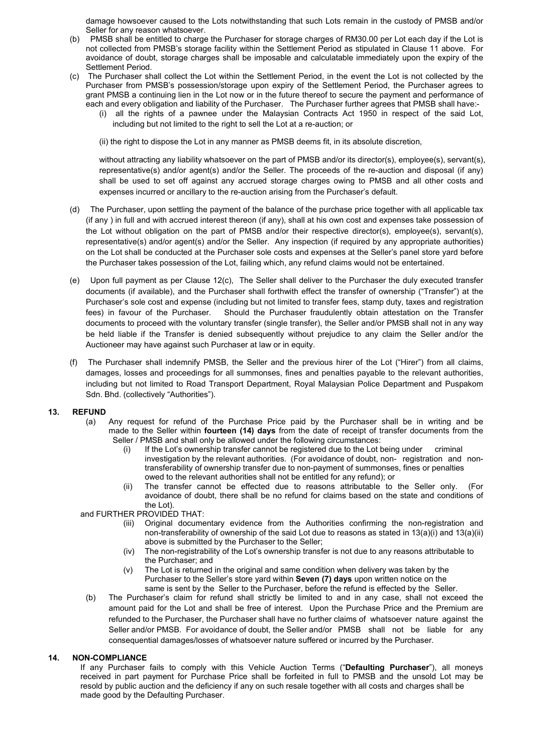damage howsoever caused to the Lots notwithstanding that such Lots remain in the custody of PMSB and/or Seller for any reason whatsoever.

(b) PMSB shall be entitled to charge the Purchaser for storage charges of RM30.00 per Lot each day if the Lot is not collected from PMSB's storage facility within the Settlement Period as stipulated in Clause 11 above. For avoidance of doubt, storage charges shall be imposable and calculatable immediately upon the expiry of the Settlement Period.

(c) The Purchaser shall collect the Lot within the Settlement Period, in the event the Lot is not collected by the Purchaser from PMSB's possession/storage upon expiry of the Settlement Period, the Purchaser agrees to grant PMSB a continuing lien in the Lot now or in the future thereof to secure the payment and performance of each and every obligation and liability of the Purchaser. The Purchaser further agrees that PMSB shall have:-

   (i) all the rights of a pawnee under the Malaysian Contracts Act 1950 in respect of the said Lot, including but not limited to the right to sell the Lot at a re-auction; or

   (ii) the right to dispose the Lot in any manner as PMSB deems fit, in its absolute discretion,

   without attracting any liability whatsoever on the part of PMSB and/or its director(s), employee(s), servant(s), representative(s) and/or agent(s) and/or the Seller. The proceeds of the re-auction and disposal (if any) shall be used to set off against any accrued storage charges owing to PMSB and all other costs and expenses incurred or ancillary to the re-auction arising from the Purchaser's default.

(d) The Purchaser, upon settling the payment of the balance of the purchase price together with all applicable tax (if any ) in full and with accrued interest thereon (if any), shall at his own cost and expenses take possession of the Lot without obligation on the part of PMSB and/or their respective director(s), employee(s), servant(s), representative(s) and/or agent(s) and/or the Seller. Any inspection (if required by any appropriate authorities) on the Lot shall be conducted at the Purchaser sole costs and expenses at the Seller's panel store yard before the Purchaser takes possession of the Lot, failing which, any refund claims would not be entertained.

(e) Upon full payment as per Clause 12(c), The Seller shall deliver to the Purchaser the duly executed transfer documents (if available), and the Purchaser shall forthwith effect the transfer of ownership ("Transfer") at the Purchaser's sole cost and expense (including but not limited to transfer fees, stamp duty, taxes and registration fees) in favour of the Purchaser. Should the Purchaser fraudulently obtain attestation on the Transfer documents to proceed with the voluntary transfer (single transfer), the Seller and/or PMSB shall not in any way be held liable if the Transfer is denied subsequently without prejudice to any claim the Seller and/or the Auctioneer may have against such Purchaser at law or in equity.

(f) The Purchaser shall indemnify PMSB, the Seller and the previous hirer of the Lot ("Hirer") from all claims, damages, losses and proceedings for all summonses, fines and penalties payable to the relevant authorities, including but not limited to Road Transport Department, Royal Malaysian Police Department and Puspakom Sdn. Bhd. (collectively "Authorities").

**13. REFUND**

(a) Any request for refund of the Purchase Price paid by the Purchaser shall be in writing and be made to the Seller within **fourteen (14) days** from the date of receipt of transfer documents from the Seller / PMSB and shall only be allowed under the following circumstances:

   (i) If the Lot's ownership transfer cannot be registered due to the Lot being under criminal investigation by the relevant authorities. (For avoidance of doubt, non- registration and non-transferability of ownership transfer due to non-payment of summonses, fines or penalties owed to the relevant authorities shall not be entitled for any refund); or

   (ii) The transfer cannot be effected due to reasons attributable to the Seller only. (For avoidance of doubt, there shall be no refund for claims based on the state and conditions of the Lot).

and FURTHER PROVIDED THAT:

   (iii) Original documentary evidence from the Authorities confirming the non-registration and non-transferability of ownership of the said Lot due to reasons as stated in 13(a)(i) and 13(a)(ii) above is submitted by the Purchaser to the Seller;

   (iv) The non-registrability of the Lot's ownership transfer is not due to any reasons attributable to the Purchaser; and

   (v) The Lot is returned in the original and same condition when delivery was taken by the Purchaser to the Seller's store yard within **Seven (7) days** upon written notice on the same is sent by the Seller to the Purchaser, before the refund is effected by the Seller.

(b) The Purchaser's claim for refund shall strictly be limited to and in any case, shall not exceed the amount paid for the Lot and shall be free of interest. Upon the Purchase Price and the Premium are refunded to the Purchaser, the Purchaser shall have no further claims of whatsoever nature against the Seller and/or PMSB. For avoidance of doubt, the Seller and/or PMSB shall not be liable for any consequential damages/losses of whatsoever nature suffered or incurred by the Purchaser.

**14. NON-COMPLIANCE**

If any Purchaser fails to comply with this Vehicle Auction Terms ("**Defaulting Purchaser**"), all moneys received in part payment for Purchase Price shall be forfeited in full to PMSB and the unsold Lot may be resold by public auction and the deficiency if any on such resale together with all costs and charges shall be made good by the Defaulting Purchaser.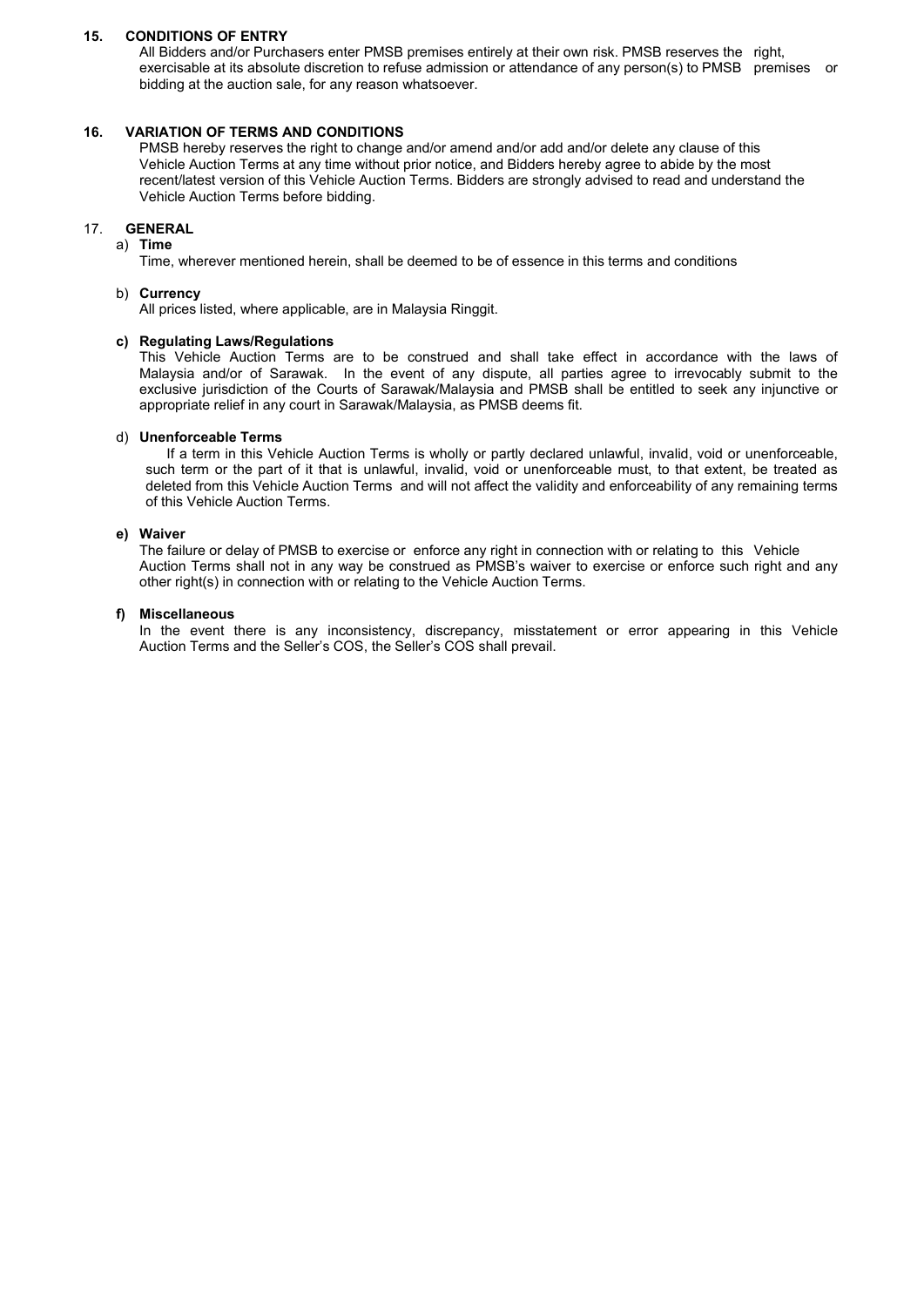## 15. CONDITIONS OF ENTRY

All Bidders and/or Purchasers enter PMSB premises entirely at their own risk. PMSB reserves the right, exercisable at its absolute discretion to refuse admission or attendance of any person(s) to PMSB premises or bidding at the auction sale, for any reason whatsoever.

## 16. VARIATION OF TERMS AND CONDITIONS

PMSB hereby reserves the right to change and/or amend and/or add and/or delete any clause of this Vehicle Auction Terms at any time without prior notice, and Bidders hereby agree to abide by the most recent/latest version of this Vehicle Auction Terms. Bidders are strongly advised to read and understand the Vehicle Auction Terms before bidding.

## 17. GENERAL

a) **Time**

Time, wherever mentioned herein, shall be deemed to be of essence in this terms and conditions

b) **Currency**

All prices listed, where applicable, are in Malaysia Ringgit.

**c) Regulating Laws/Regulations**

This Vehicle Auction Terms are to be construed and shall take effect in accordance with the laws of Malaysia and/or of Sarawak. In the event of any dispute, all parties agree to irrevocably submit to the exclusive jurisdiction of the Courts of Sarawak/Malaysia and PMSB shall be entitled to seek any injunctive or appropriate relief in any court in Sarawak/Malaysia, as PMSB deems fit.

d) **Unenforceable Terms**

If a term in this Vehicle Auction Terms is wholly or partly declared unlawful, invalid, void or unenforceable, such term or the part of it that is unlawful, invalid, void or unenforceable must, to that extent, be treated as deleted from this Vehicle Auction Terms and will not affect the validity and enforceability of any remaining terms of this Vehicle Auction Terms.

**e) Waiver**

The failure or delay of PMSB to exercise or enforce any right in connection with or relating to this Vehicle Auction Terms shall not in any way be construed as PMSB's waiver to exercise or enforce such right and any other right(s) in connection with or relating to the Vehicle Auction Terms.

**f) Miscellaneous**

In the event there is any inconsistency, discrepancy, misstatement or error appearing in this Vehicle Auction Terms and the Seller's COS, the Seller's COS shall prevail.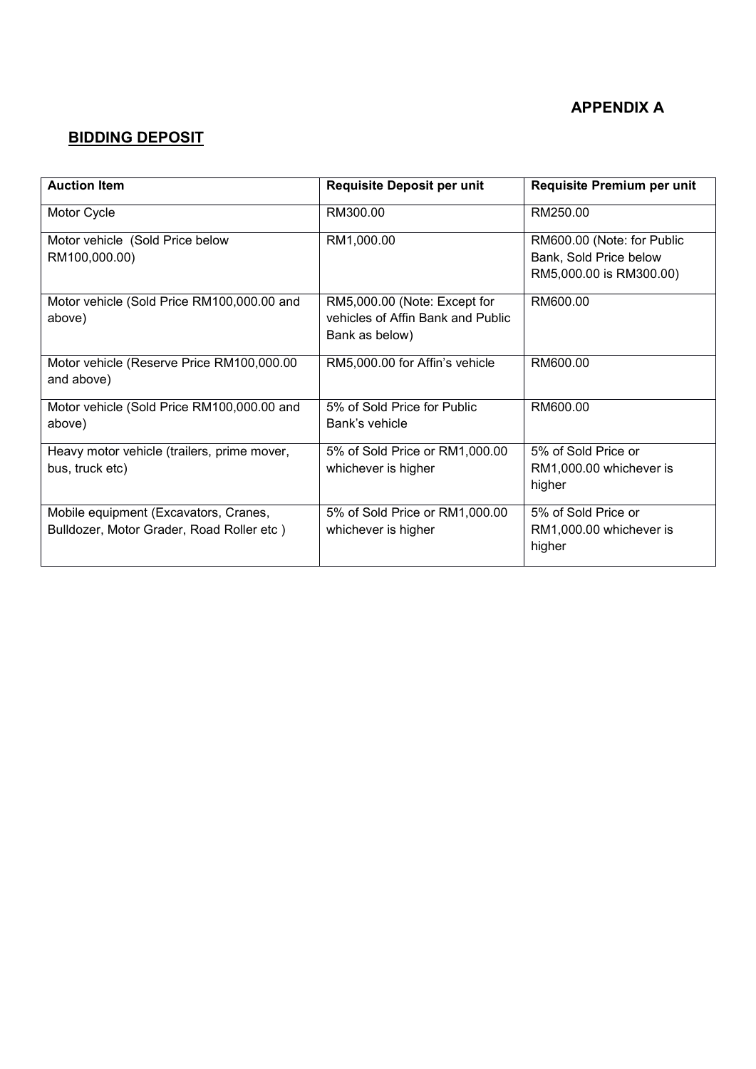## APPENDIX A

## BIDDING DEPOSIT

| Auction Item | Requisite Deposit per unit | Requisite Premium per unit |
|---|---|---|
| Motor Cycle | RM300.00 | RM250.00 |
| Motor vehicle (Sold Price below RM100,000.00) | RM1,000.00 | RM600.00 (Note: for Public Bank, Sold Price below RM5,000.00 is RM300.00) |
| Motor vehicle (Sold Price RM100,000.00 and above) | RM5,000.00 (Note: Except for vehicles of Affin Bank and Public Bank as below) | RM600.00 |
| Motor vehicle (Reserve Price RM100,000.00 and above) | RM5,000.00 for Affin's vehicle | RM600.00 |
| Motor vehicle (Sold Price RM100,000.00 and above) | 5% of Sold Price for Public Bank's vehicle | RM600.00 |
| Heavy motor vehicle (trailers, prime mover, bus, truck etc) | 5% of Sold Price or RM1,000.00 whichever is higher | 5% of Sold Price or RM1,000.00 whichever is higher |
| Mobile equipment (Excavators, Cranes, Bulldozer, Motor Grader, Road Roller etc ) | 5% of Sold Price or RM1,000.00 whichever is higher | 5% of Sold Price or RM1,000.00 whichever is higher |